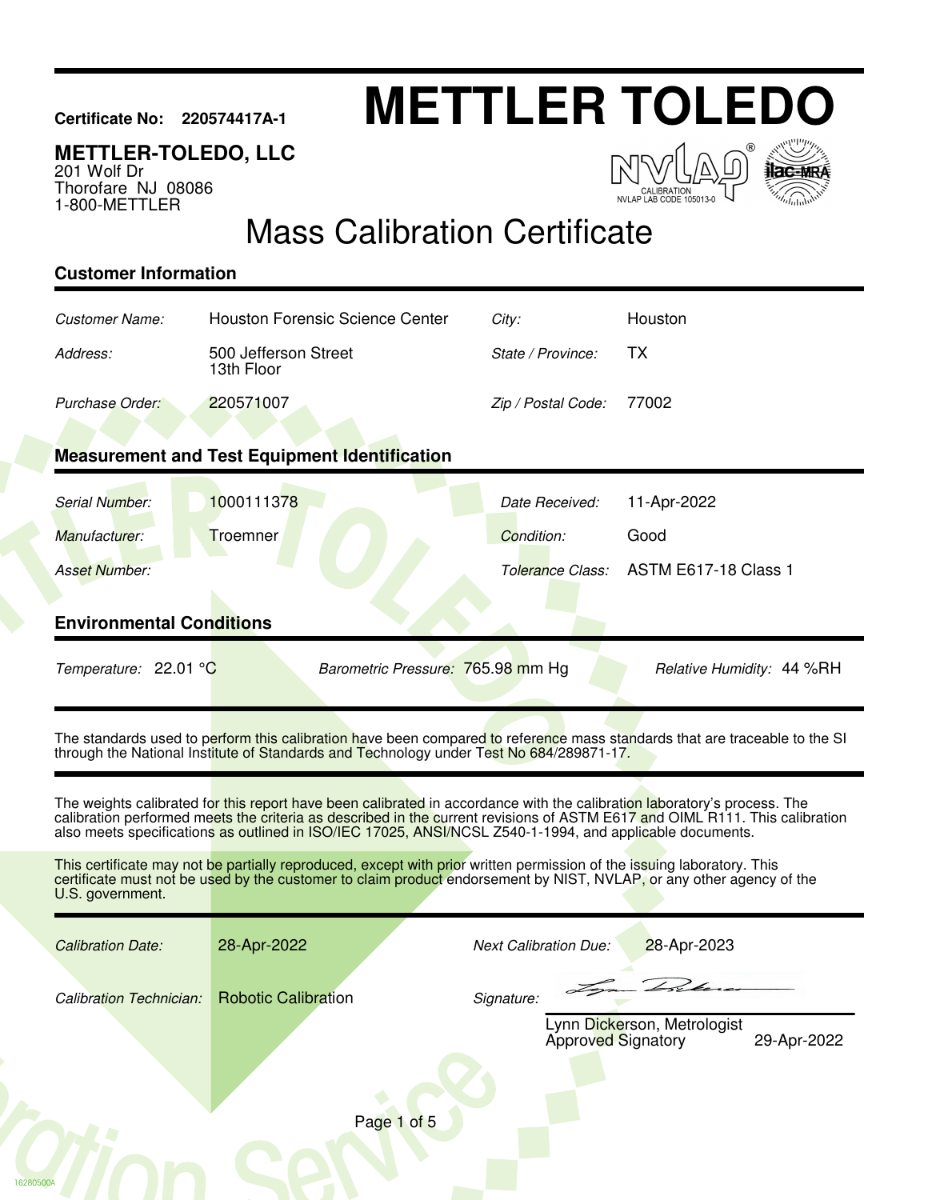**Certificate No: 220574417A-1**

# METTLER TOLEDO

**METTLER-TOLEDO, LLC**
201 Wolf Dr
Thorofare NJ 08086
1-800-METTLER

NVLAP CALIBRATION NVLAP LAB CODE 105013-0

## Mass Calibration Certificate

### Customer Information

| | | | |
|---|---|---|---|
| *Customer Name:* | Houston Forensic Science Center | *City:* | Houston |
| *Address:* | 500 Jefferson Street<br>13th Floor | *State / Province:* | TX |
| *Purchase Order:* | 220571007 | *Zip / Postal Code:* | 77002 |

### Measurement and Test Equipment Identification

| | | | |
|---|---|---|---|
| *Serial Number:* | 1000111378 | *Date Received:* | 11-Apr-2022 |
| *Manufacturer:* | Troemner | *Condition:* | Good |
| *Asset Number:* | | *Tolerance Class:* | ASTM E617-18 Class 1 |

### Environmental Conditions

*Temperature:* 22.01 °C *Barometric Pressure:* 765.98 mm Hg *Relative Humidity:* 44 %RH

The standards used to perform this calibration have been compared to reference mass standards that are traceable to the SI through the National Institute of Standards and Technology under Test No 684/289871-17.

The weights calibrated for this report have been calibrated in accordance with the calibration laboratory's process. The calibration performed meets the criteria as described in the current revisions of ASTM E617 and OIML R111. This calibration also meets specifications as outlined in ISO/IEC 17025, ANSI/NCSL Z540-1-1994, and applicable documents.

This certificate may not be partially reproduced, except with prior written permission of the issuing laboratory. This certificate must not be used by the customer to claim product endorsement by NIST, NVLAP, or any other agency of the U.S. government.

| | | | |
|---|---|---|---|
| *Calibration Date:* | 28-Apr-2022 | *Next Calibration Due:* | 28-Apr-2023 |
| *Calibration Technician:* | Robotic Calibration | *Signature:* | |

Lynn Dickerson, Metrologist
Approved Signatory 29-Apr-2022

16280500A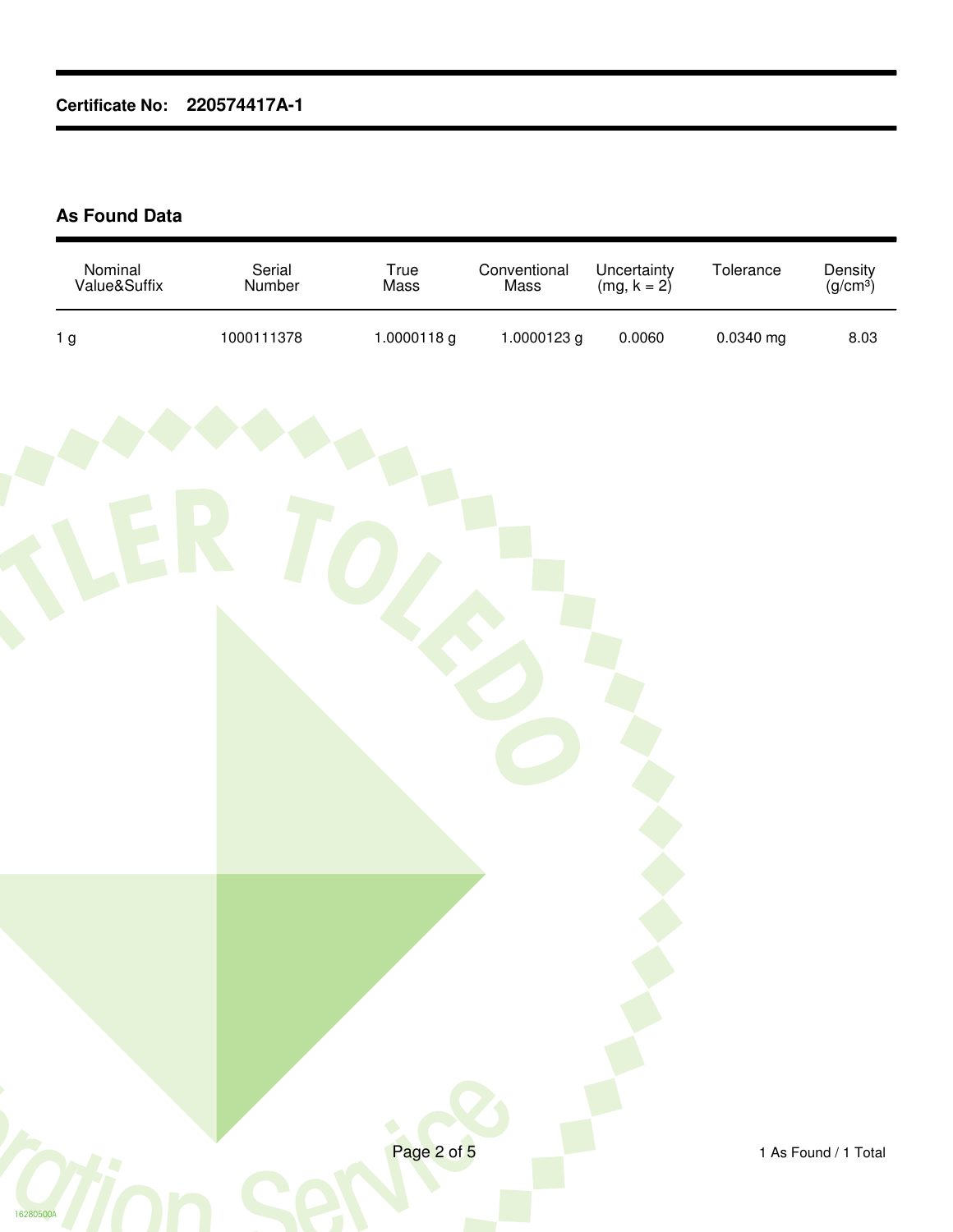**Certificate No: 220574417A-1**

## As Found Data

| Nominal Value&Suffix | Serial Number | True Mass | Conventional Mass | Uncertainty (mg, k = 2) | Tolerance | Density ($g/cm^3$) |
|---|---|---|---|---|---|---|
| 1 g | 1000111378 | 1.0000118 g | 1.0000123 g | 0.0060 | 0.0340 mg | 8.03 |

1 As Found / 1 Total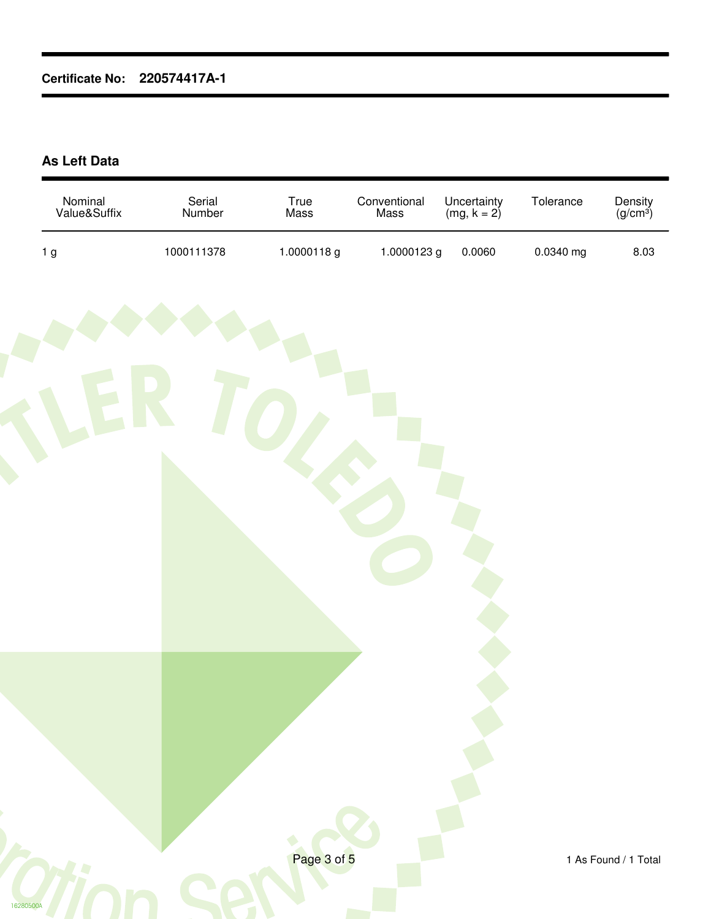**Certificate No: 220574417A-1**

## As Left Data

| Nominal Value&Suffix | Serial Number | True Mass | Conventional Mass | Uncertainty (mg, k = 2) | Tolerance | Density ($g/cm^3$) |
|---|---|---|---|---|---|---|
| 1 g | 1000111378 | 1.0000118 g | 1.0000123 g | 0.0060 | 0.0340 mg | 8.03 |

1 As Found / 1 Total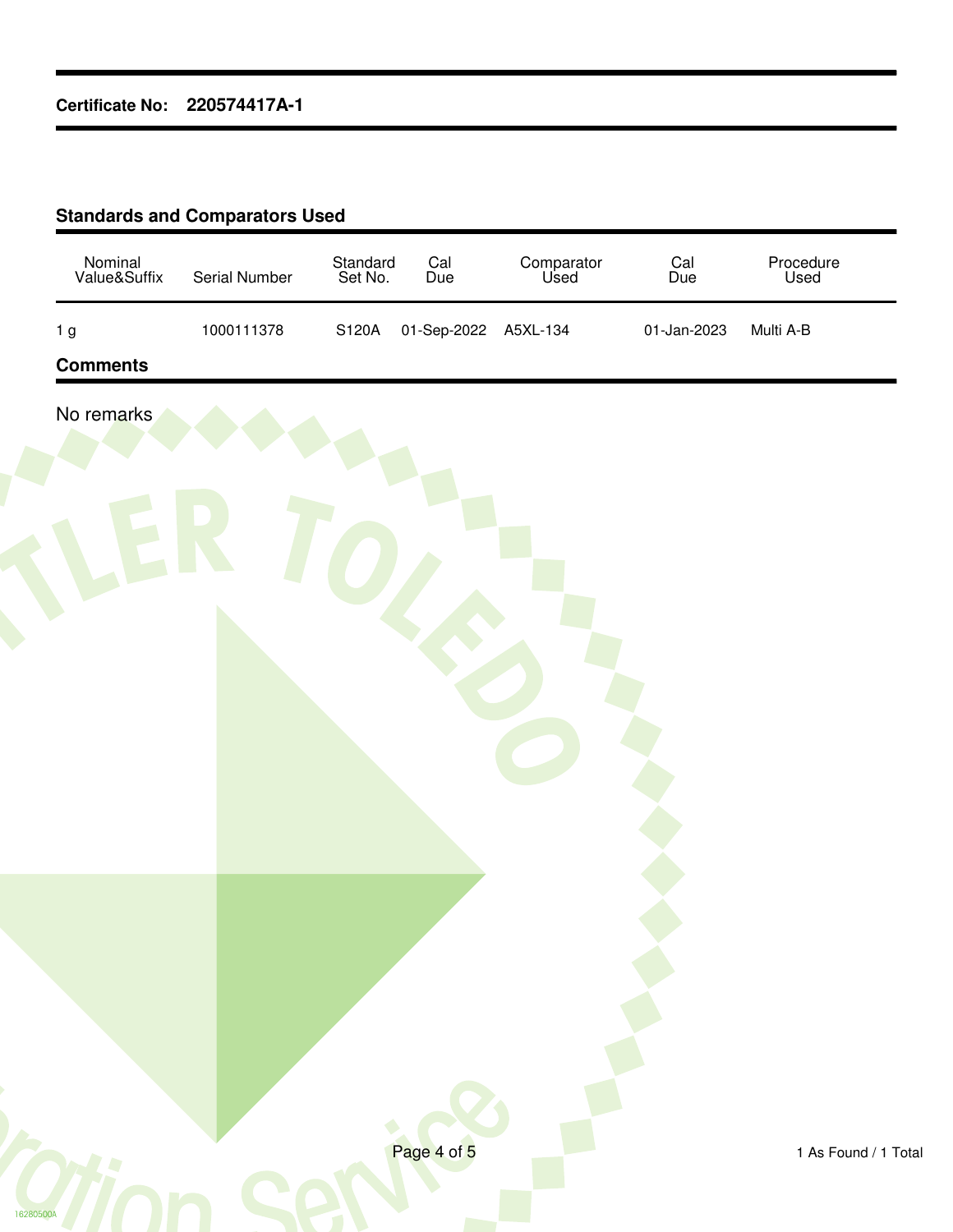**Certificate No: 220574417A-1**

## Standards and Comparators Used

| Nominal Value&Suffix | Serial Number | Standard Set No. | Cal Due | Comparator Used | Cal Due | Procedure Used |
|---|---|---|---|---|---|---|
| 1 g | 1000111378 | S120A | 01-Sep-2022 | A5XL-134 | 01-Jan-2023 | Multi A-B |

## Comments

No remarks

1 As Found / 1 Total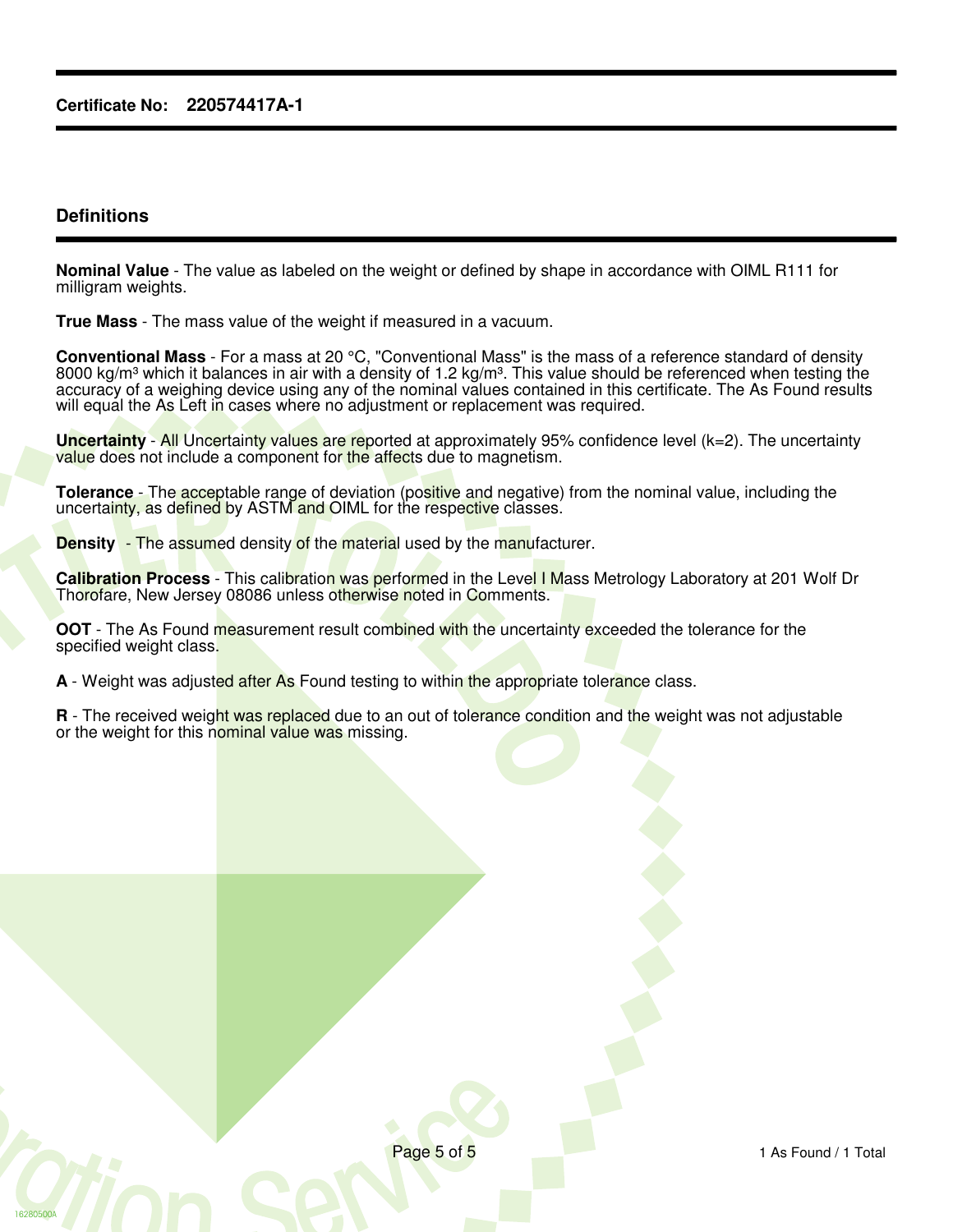**Certificate No: 220574417A-1**

## Definitions

**Nominal Value** - The value as labeled on the weight or defined by shape in accordance with OIML R111 for milligram weights.

**True Mass** - The mass value of the weight if measured in a vacuum.

**Conventional Mass** - For a mass at 20 °C, "Conventional Mass" is the mass of a reference standard of density 8000 kg/m³ which it balances in air with a density of 1.2 kg/m³. This value should be referenced when testing the accuracy of a weighing device using any of the nominal values contained in this certificate. The As Found results will equal the As Left in cases where no adjustment or replacement was required.

**Uncertainty** - All Uncertainty values are reported at approximately 95% confidence level (k=2). The uncertainty value does not include a component for the affects due to magnetism.

**Tolerance** - The acceptable range of deviation (positive and negative) from the nominal value, including the uncertainty, as defined by ASTM and OIML for the respective classes.

**Density** - The assumed density of the material used by the manufacturer.

**Calibration Process** - This calibration was performed in the Level I Mass Metrology Laboratory at 201 Wolf Dr Thorofare, New Jersey 08086 unless otherwise noted in Comments.

**OOT** - The As Found measurement result combined with the uncertainty exceeded the tolerance for the specified weight class.

**A** - Weight was adjusted after As Found testing to within the appropriate tolerance class.

**R** - The received weight was replaced due to an out of tolerance condition and the weight was not adjustable or the weight for this nominal value was missing.

1 As Found / 1 Total